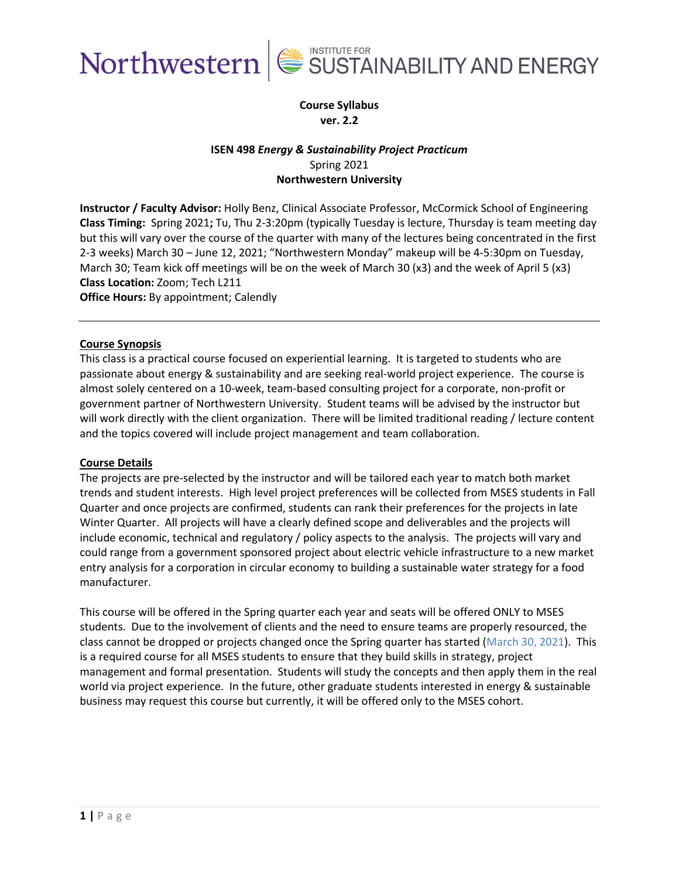Northwestern | INSTITUTE FOR SUSTAINABILITY AND ENERGY

**Course Syllabus**
**ver. 2.2**

**ISEN 498** ***Energy & Sustainability Project Practicum***
Spring 2021
**Northwestern University**

**Instructor / Faculty Advisor:** Holly Benz, Clinical Associate Professor, McCormick School of Engineering
**Class Timing:** Spring 2021**;** Tu, Thu 2-3:20pm (typically Tuesday is lecture, Thursday is team meeting day but this will vary over the course of the quarter with many of the lectures being concentrated in the first 2-3 weeks) March 30 – June 12, 2021; "Northwestern Monday" makeup will be 4-5:30pm on Tuesday, March 30; Team kick off meetings will be on the week of March 30 (x3) and the week of April 5 (x3)
**Class Location:** Zoom; Tech L211
**Office Hours:** By appointment; Calendly

---

## Course Synopsis

This class is a practical course focused on experiential learning. It is targeted to students who are passionate about energy & sustainability and are seeking real-world project experience. The course is almost solely centered on a 10-week, team-based consulting project for a corporate, non-profit or government partner of Northwestern University. Student teams will be advised by the instructor but will work directly with the client organization. There will be limited traditional reading / lecture content and the topics covered will include project management and team collaboration.

## Course Details

The projects are pre-selected by the instructor and will be tailored each year to match both market trends and student interests. High level project preferences will be collected from MSES students in Fall Quarter and once projects are confirmed, students can rank their preferences for the projects in late Winter Quarter. All projects will have a clearly defined scope and deliverables and the projects will include economic, technical and regulatory / policy aspects to the analysis. The projects will vary and could range from a government sponsored project about electric vehicle infrastructure to a new market entry analysis for a corporation in circular economy to building a sustainable water strategy for a food manufacturer.

This course will be offered in the Spring quarter each year and seats will be offered ONLY to MSES students. Due to the involvement of clients and the need to ensure teams are properly resourced, the class cannot be dropped or projects changed once the Spring quarter has started (March 30, 2021). This is a required course for all MSES students to ensure that they build skills in strategy, project management and formal presentation. Students will study the concepts and then apply them in the real world via project experience. In the future, other graduate students interested in energy & sustainable business may request this course but currently, it will be offered only to the MSES cohort.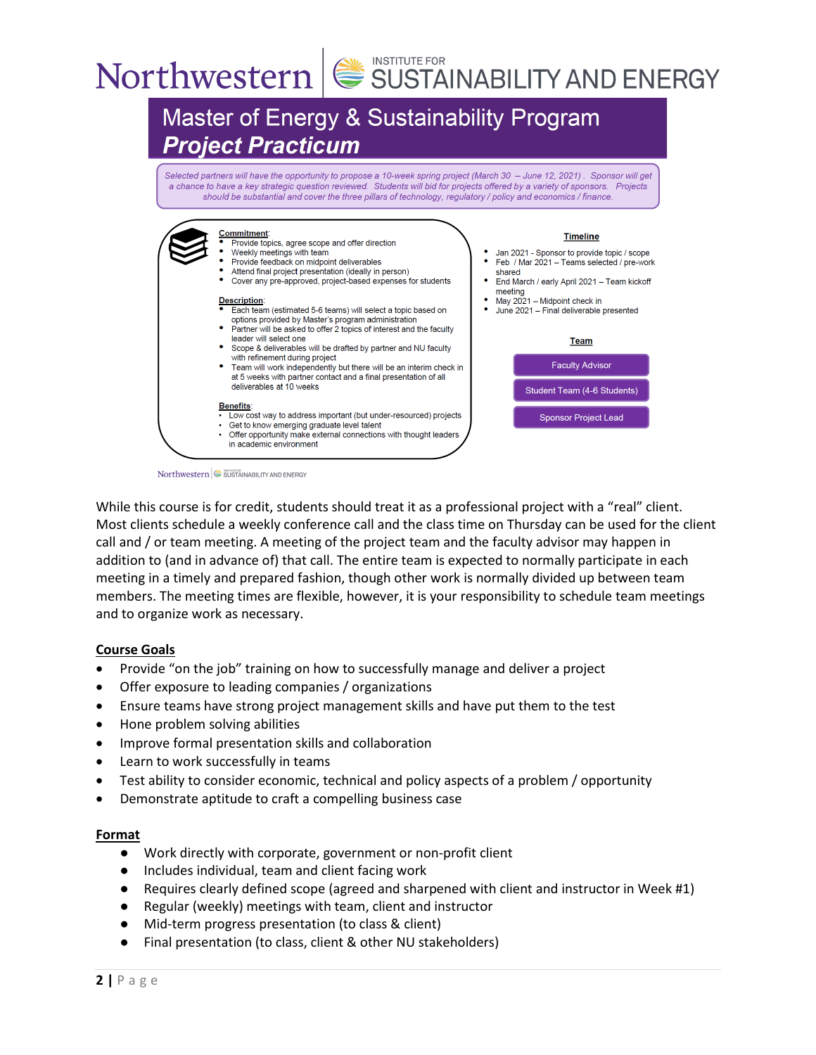# Master of Energy & Sustainability Program

## *Project Practicum*

*Selected partners will have the opportunity to propose a 10-week spring project (March 30 – June 12, 2021). Sponsor will get a chance to have a key strategic question reviewed. Students will bid for projects offered by a variety of sponsors. Projects should be substantial and cover the three pillars of technology, regulatory / policy and economics / finance.*

**Commitment**:
- Provide topics, agree scope and offer direction
- Weekly meetings with team
- Provide feedback on midpoint deliverables
- Attend final project presentation (ideally in person)
- Cover any pre-approved, project-based expenses for students

**Description**:
- Each team (estimated 5-6 teams) will select a topic based on options provided by Master's program administration
- Partner will be asked to offer 2 topics of interest and the faculty leader will select one
- Scope & deliverables will be drafted by partner and NU faculty with refinement during project
- Team will work independently but there will be an interim check in at 5 weeks with partner contact and a final presentation of all deliverables at 10 weeks

**Benefits**:
- Low cost way to address important (but under-resourced) projects
- Get to know emerging graduate level talent
- Offer opportunity make external connections with thought leaders in academic environment

**Timeline**
- Jan 2021 - Sponsor to provide topic / scope
- Feb / Mar 2021 – Teams selected / pre-work shared
- End March / early April 2021 – Team kickoff meeting
- May 2021 – Midpoint check in
- June 2021 – Final deliverable presented

**Team**
- Faculty Advisor
- Student Team (4-6 Students)
- Sponsor Project Lead

While this course is for credit, students should treat it as a professional project with a "real" client. Most clients schedule a weekly conference call and the class time on Thursday can be used for the client call and / or team meeting. A meeting of the project team and the faculty advisor may happen in addition to (and in advance of) that call. The entire team is expected to normally participate in each meeting in a timely and prepared fashion, though other work is normally divided up between team members. The meeting times are flexible, however, it is your responsibility to schedule team meetings and to organize work as necessary.

## Course Goals

- Provide "on the job" training on how to successfully manage and deliver a project
- Offer exposure to leading companies / organizations
- Ensure teams have strong project management skills and have put them to the test
- Hone problem solving abilities
- Improve formal presentation skills and collaboration
- Learn to work successfully in teams
- Test ability to consider economic, technical and policy aspects of a problem / opportunity
- Demonstrate aptitude to craft a compelling business case

## Format

- Work directly with corporate, government or non-profit client
- Includes individual, team and client facing work
- Requires clearly defined scope (agreed and sharpened with client and instructor in Week #1)
- Regular (weekly) meetings with team, client and instructor
- Mid-term progress presentation (to class & client)
- Final presentation (to class, client & other NU stakeholders)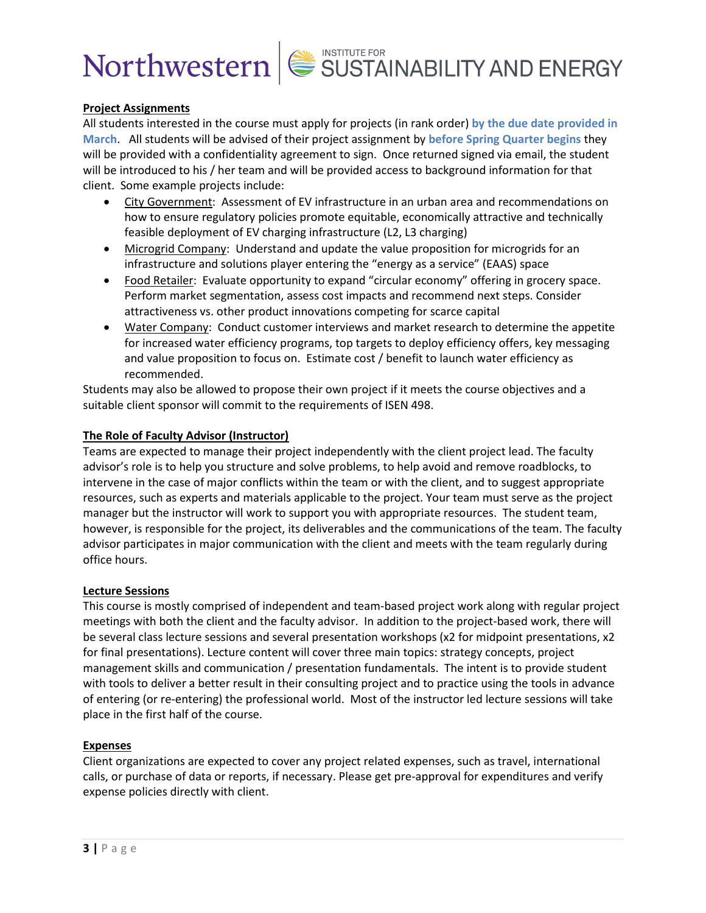**Project Assignments**

All students interested in the course must apply for projects (in rank order) **by the due date provided in March**. All students will be advised of their project assignment by **before Spring Quarter begins** they will be provided with a confidentiality agreement to sign. Once returned signed via email, the student will be introduced to his / her team and will be provided access to background information for that client. Some example projects include:

- City Government: Assessment of EV infrastructure in an urban area and recommendations on how to ensure regulatory policies promote equitable, economically attractive and technically feasible deployment of EV charging infrastructure (L2, L3 charging)
- Microgrid Company: Understand and update the value proposition for microgrids for an infrastructure and solutions player entering the "energy as a service" (EAAS) space
- Food Retailer: Evaluate opportunity to expand "circular economy" offering in grocery space. Perform market segmentation, assess cost impacts and recommend next steps. Consider attractiveness vs. other product innovations competing for scarce capital
- Water Company: Conduct customer interviews and market research to determine the appetite for increased water efficiency programs, top targets to deploy efficiency offers, key messaging and value proposition to focus on. Estimate cost / benefit to launch water efficiency as recommended.

Students may also be allowed to propose their own project if it meets the course objectives and a suitable client sponsor will commit to the requirements of ISEN 498.

**The Role of Faculty Advisor (Instructor)**

Teams are expected to manage their project independently with the client project lead. The faculty advisor's role is to help you structure and solve problems, to help avoid and remove roadblocks, to intervene in the case of major conflicts within the team or with the client, and to suggest appropriate resources, such as experts and materials applicable to the project. Your team must serve as the project manager but the instructor will work to support you with appropriate resources. The student team, however, is responsible for the project, its deliverables and the communications of the team. The faculty advisor participates in major communication with the client and meets with the team regularly during office hours.

**Lecture Sessions**

This course is mostly comprised of independent and team-based project work along with regular project meetings with both the client and the faculty advisor. In addition to the project-based work, there will be several class lecture sessions and several presentation workshops (x2 for midpoint presentations, x2 for final presentations). Lecture content will cover three main topics: strategy concepts, project management skills and communication / presentation fundamentals. The intent is to provide student with tools to deliver a better result in their consulting project and to practice using the tools in advance of entering (or re-entering) the professional world. Most of the instructor led lecture sessions will take place in the first half of the course.

**Expenses**

Client organizations are expected to cover any project related expenses, such as travel, international calls, or purchase of data or reports, if necessary. Please get pre-approval for expenditures and verify expense policies directly with client.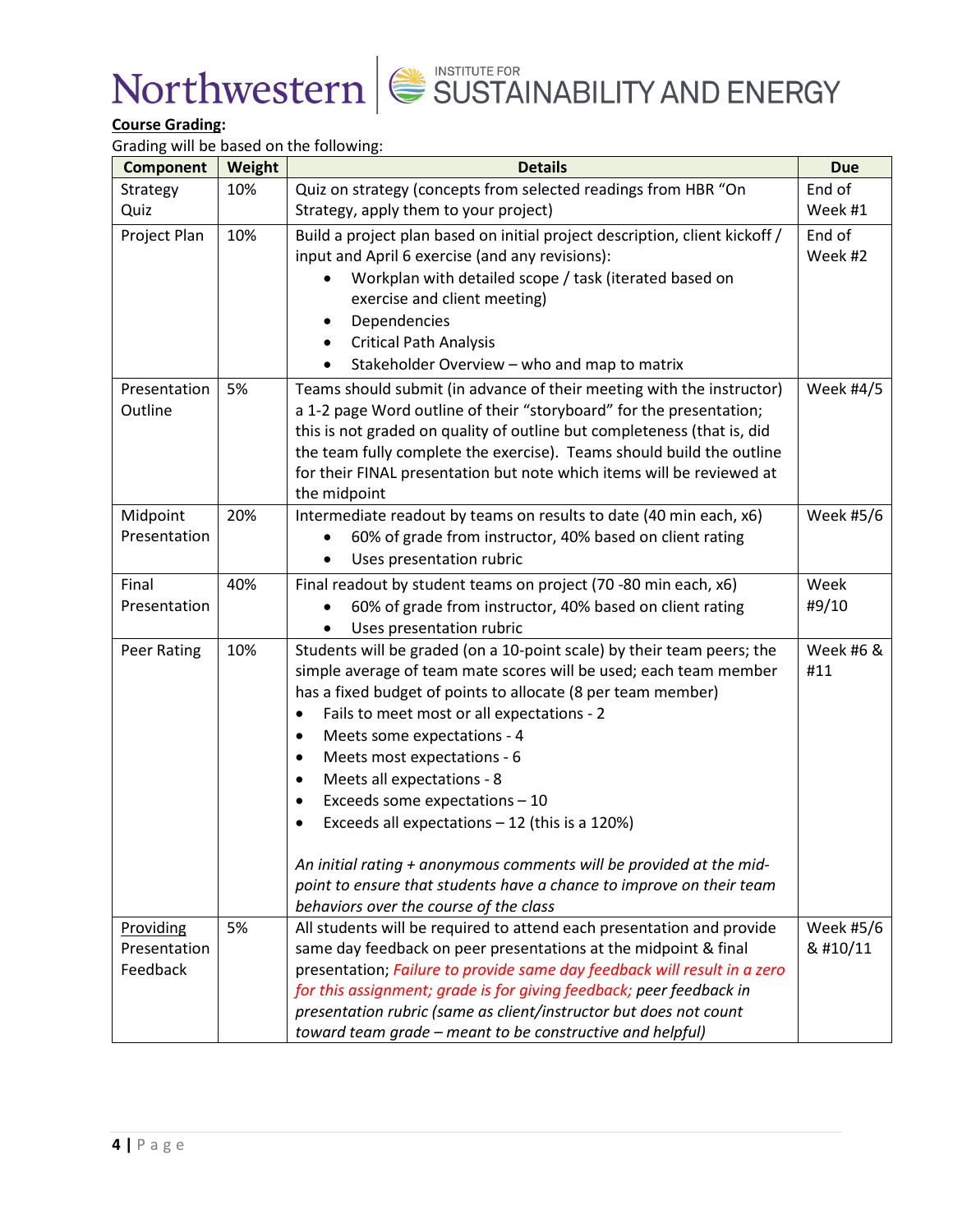**<u>Course Grading</u>:**

Grading will be based on the following:

| Component | Weight | Details | Due |
|---|---|---|---|
| Strategy Quiz | 10% | Quiz on strategy (concepts from selected readings from HBR "On Strategy, apply them to your project) | End of Week #1 |
| Project Plan | 10% | Build a project plan based on initial project description, client kickoff / input and April 6 exercise (and any revisions):<br>• Workplan with detailed scope / task (iterated based on exercise and client meeting)<br>• Dependencies<br>• Critical Path Analysis<br>• Stakeholder Overview – who and map to matrix | End of Week #2 |
| Presentation Outline | 5% | Teams should submit (in advance of their meeting with the instructor) a 1-2 page Word outline of their "storyboard" for the presentation; this is not graded on quality of outline but completeness (that is, did the team fully complete the exercise). Teams should build the outline for their FINAL presentation but note which items will be reviewed at the midpoint | Week #4/5 |
| Midpoint Presentation | 20% | Intermediate readout by teams on results to date (40 min each, x6)<br>• 60% of grade from instructor, 40% based on client rating<br>• Uses presentation rubric | Week #5/6 |
| Final Presentation | 40% | Final readout by student teams on project (70 -80 min each, x6)<br>• 60% of grade from instructor, 40% based on client rating<br>• Uses presentation rubric | Week #9/10 |
| Peer Rating | 10% | Students will be graded (on a 10-point scale) by their team peers; the simple average of team mate scores will be used; each team member has a fixed budget of points to allocate (8 per team member)<br>• Fails to meet most or all expectations - 2<br>• Meets some expectations - 4<br>• Meets most expectations - 6<br>• Meets all expectations - 8<br>• Exceeds some expectations – 10<br>• Exceeds all expectations – 12 (this is a 120%)<br><br>*An initial rating + anonymous comments will be provided at the mid-point to ensure that students have a chance to improve on their team behaviors over the course of the class* | Week #6 & #11 |
| <u>Providing</u> Presentation Feedback | 5% | All students will be required to attend each presentation and provide same day feedback on peer presentations at the midpoint & final presentation; *Failure to provide same day feedback will result in a zero for this assignment; grade is for giving feedback; peer feedback in presentation rubric (same as client/instructor but does not count toward team grade – meant to be constructive and helpful)* | Week #5/6 & #10/11 |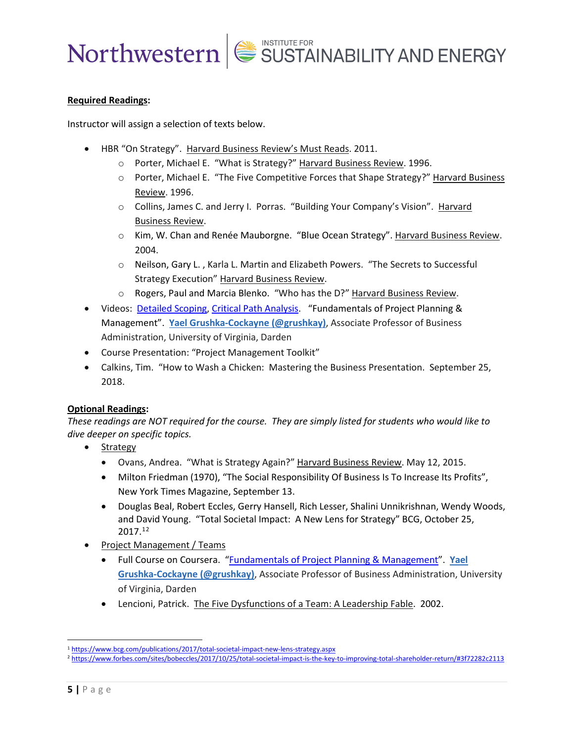**Required Readings:**

Instructor will assign a selection of texts below.

- HBR "On Strategy". Harvard Business Review's Must Reads. 2011.
  - Porter, Michael E. "What is Strategy?" Harvard Business Review. 1996.
  - Porter, Michael E. "The Five Competitive Forces that Shape Strategy?" Harvard Business Review. 1996.
  - Collins, James C. and Jerry I. Porras. "Building Your Company's Vision". Harvard Business Review.
  - Kim, W. Chan and Renée Mauborgne. "Blue Ocean Strategy". Harvard Business Review. 2004.
  - Neilson, Gary L. , Karla L. Martin and Elizabeth Powers. "The Secrets to Successful Strategy Execution" Harvard Business Review.
  - Rogers, Paul and Marcia Blenko. "Who has the D?" Harvard Business Review.
- Videos: Detailed Scoping, Critical Path Analysis. "Fundamentals of Project Planning & Management". **Yael Grushka-Cockayne (@grushkay)**, Associate Professor of Business Administration, University of Virginia, Darden
- Course Presentation: "Project Management Toolkit"
- Calkins, Tim. "How to Wash a Chicken: Mastering the Business Presentation. September 25, 2018.

**Optional Readings:**

*These readings are NOT required for the course. They are simply listed for students who would like to dive deeper on specific topics.*

- Strategy
  - Ovans, Andrea. "What is Strategy Again?" Harvard Business Review. May 12, 2015.
  - Milton Friedman (1970), "The Social Responsibility Of Business Is To Increase Its Profits", New York Times Magazine, September 13.
  - Douglas Beal, Robert Eccles, Gerry Hansell, Rich Lesser, Shalini Unnikrishnan, Wendy Woods, and David Young. "Total Societal Impact: A New Lens for Strategy" BCG, October 25, 2017.[1,2]
- Project Management / Teams
  - Full Course on Coursera. "Fundamentals of Project Planning & Management". **Yael Grushka-Cockayne (@grushkay)**, Associate Professor of Business Administration, University of Virginia, Darden
  - Lencioni, Patrick. The Five Dysfunctions of a Team: A Leadership Fable. 2002.

---

[1] https://www.bcg.com/publications/2017/total-societal-impact-new-lens-strategy.aspx

[2] https://www.forbes.com/sites/bobeccles/2017/10/25/total-societal-impact-is-the-key-to-improving-total-shareholder-return/#3f72282c2113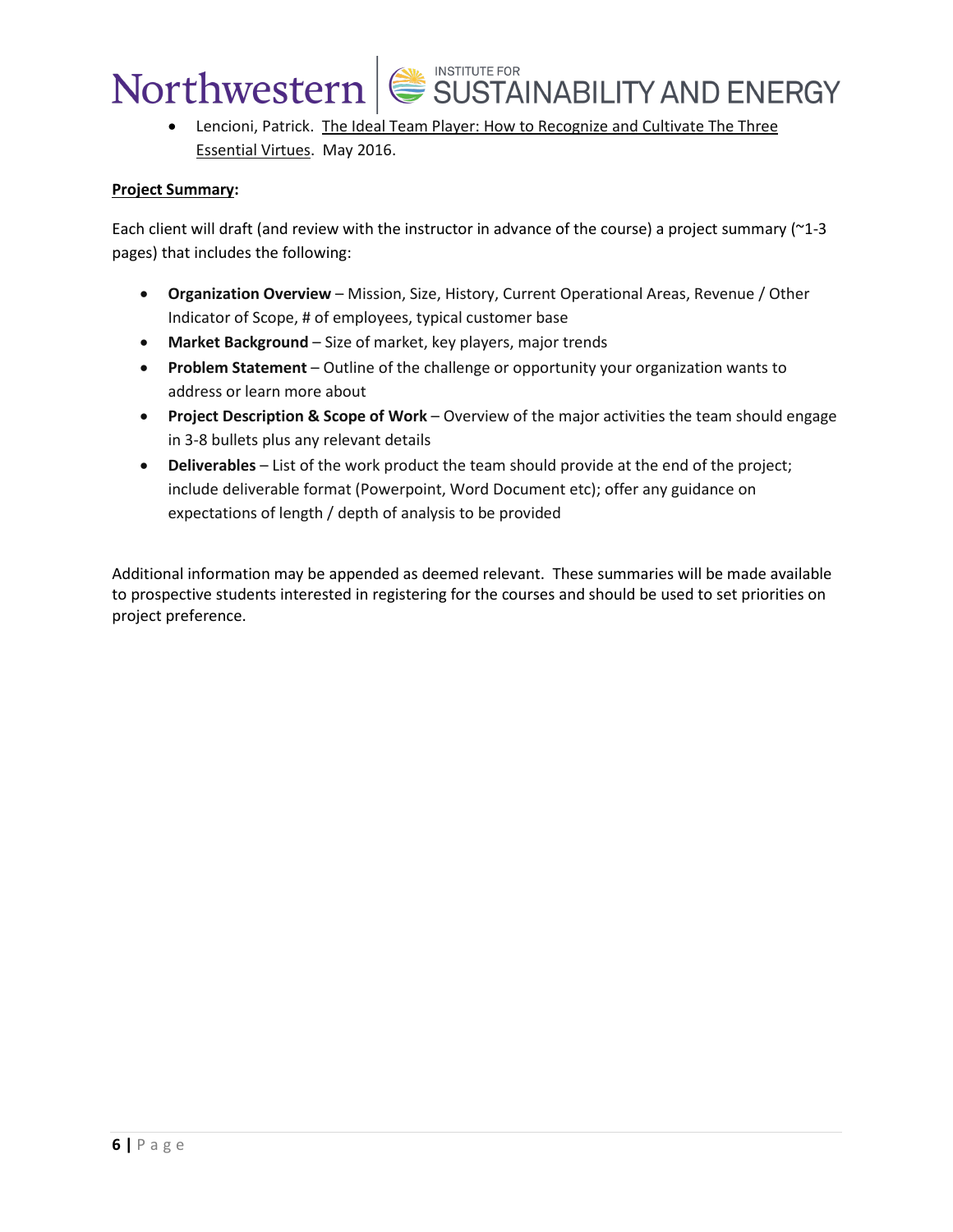- Lencioni, Patrick. The Ideal Team Player: How to Recognize and Cultivate The Three Essential Virtues. May 2016.

**Project Summary:**

Each client will draft (and review with the instructor in advance of the course) a project summary (~1-3 pages) that includes the following:

- **Organization Overview** – Mission, Size, History, Current Operational Areas, Revenue / Other Indicator of Scope, # of employees, typical customer base
- **Market Background** – Size of market, key players, major trends
- **Problem Statement** – Outline of the challenge or opportunity your organization wants to address or learn more about
- **Project Description & Scope of Work** – Overview of the major activities the team should engage in 3-8 bullets plus any relevant details
- **Deliverables** – List of the work product the team should provide at the end of the project; include deliverable format (Powerpoint, Word Document etc); offer any guidance on expectations of length / depth of analysis to be provided

Additional information may be appended as deemed relevant. These summaries will be made available to prospective students interested in registering for the courses and should be used to set priorities on project preference.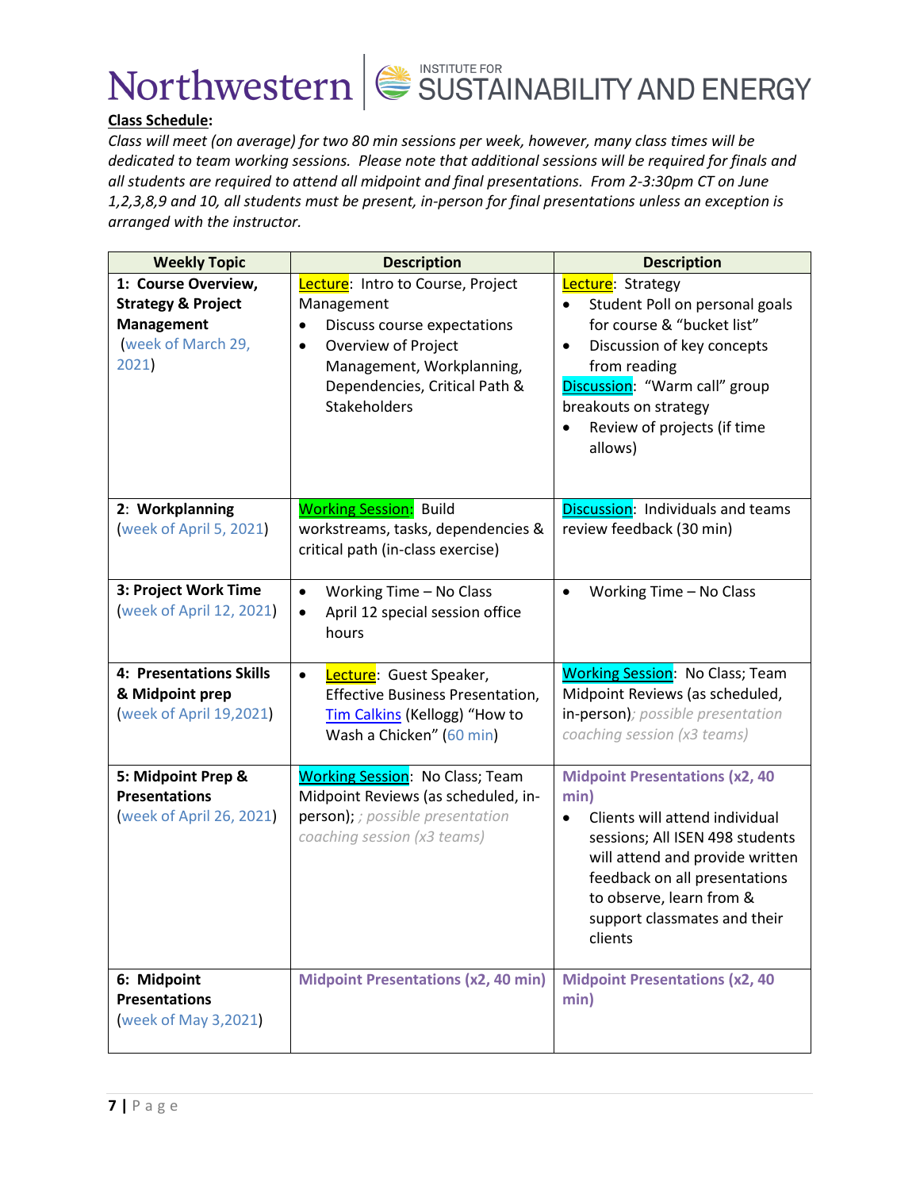**Class Schedule:**

*Class will meet (on average) for two 80 min sessions per week, however, many class times will be dedicated to team working sessions. Please note that additional sessions will be required for finals and all students are required to attend all midpoint and final presentations. From 2-3:30pm CT on June 1,2,3,8,9 and 10, all students must be present, in-person for final presentations unless an exception is arranged with the instructor.*

| Weekly Topic | Description | Description |
|---|---|---|
| **1: Course Overview, Strategy & Project Management** (week of March 29, 2021) | Lecture: Intro to Course, Project Management<br>• Discuss course expectations<br>• Overview of Project Management, Workplanning, Dependencies, Critical Path & Stakeholders | Lecture: Strategy<br>• Student Poll on personal goals for course & "bucket list"<br>• Discussion of key concepts from reading<br>Discussion: "Warm call" group breakouts on strategy<br>• Review of projects (if time allows) |
| **2: Workplanning** (week of April 5, 2021) | Working Session: Build workstreams, tasks, dependencies & critical path (in-class exercise) | Discussion: Individuals and teams review feedback (30 min) |
| **3: Project Work Time** (week of April 12, 2021) | • Working Time – No Class<br>• April 12 special session office hours | • Working Time – No Class |
| **4: Presentations Skills & Midpoint prep** (week of April 19,2021) | • Lecture: Guest Speaker, Effective Business Presentation, Tim Calkins (Kellogg) "How to Wash a Chicken" (60 min) | Working Session: No Class; Team Midpoint Reviews (as scheduled, in-person)*; possible presentation coaching session (x3 teams)* |
| **5: Midpoint Prep & Presentations** (week of April 26, 2021) | Working Session: No Class; Team Midpoint Reviews (as scheduled, in-person); *; possible presentation coaching session (x3 teams)* | **Midpoint Presentations (x2, 40 min)**<br>• Clients will attend individual sessions; All ISEN 498 students will attend and provide written feedback on all presentations to observe, learn from & support classmates and their clients |
| **6: Midpoint Presentations** (week of May 3,2021) | **Midpoint Presentations (x2, 40 min)** | **Midpoint Presentations (x2, 40 min)** |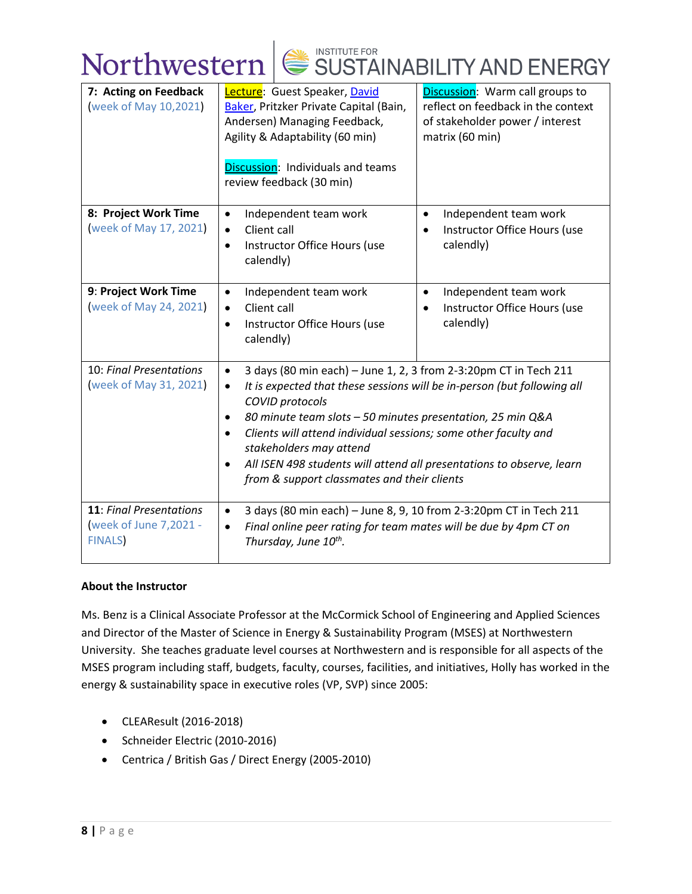| 7: Acting on Feedback (week of May 10,2021) | Lecture: Guest Speaker, David Baker, Pritzker Private Capital (Bain, Andersen) Managing Feedback, Agility & Adaptability (60 min)<br><br>Discussion: Individuals and teams review feedback (30 min) | Discussion: Warm call groups to reflect on feedback in the context of stakeholder power / interest matrix (60 min) |
|---|---|---|
| **8: Project Work Time** (week of May 17, 2021) | • Independent team work<br>• Client call<br>• Instructor Office Hours (use calendly) | • Independent team work<br>• Instructor Office Hours (use calendly) |
| **9: Project Work Time** (week of May 24, 2021) | • Independent team work<br>• Client call<br>• Instructor Office Hours (use calendly) | • Independent team work<br>• Instructor Office Hours (use calendly) |
| 10: *Final Presentations* (week of May 31, 2021) | • 3 days (80 min each) – June 1, 2, 3 from 2-3:20pm CT in Tech 211<br>• *It is expected that these sessions will be in-person (but following all COVID protocols*<br>• *80 minute team slots – 50 minutes presentation, 25 min Q&A*<br>• *Clients will attend individual sessions; some other faculty and stakeholders may attend*<br>• *All ISEN 498 students will attend all presentations to observe, learn from & support classmates and their clients* | |
| **11**: *Final Presentations* (week of June 7,2021 - FINALS) | • 3 days (80 min each) – June 8, 9, 10 from 2-3:20pm CT in Tech 211<br>• *Final online peer rating for team mates will be due by 4pm CT on Thursday, June 10th.* | |

**About the Instructor**

Ms. Benz is a Clinical Associate Professor at the McCormick School of Engineering and Applied Sciences and Director of the Master of Science in Energy & Sustainability Program (MSES) at Northwestern University. She teaches graduate level courses at Northwestern and is responsible for all aspects of the MSES program including staff, budgets, faculty, courses, facilities, and initiatives, Holly has worked in the energy & sustainability space in executive roles (VP, SVP) since 2005:

- CLEAResult (2016-2018)
- Schneider Electric (2010-2016)
- Centrica / British Gas / Direct Energy (2005-2010)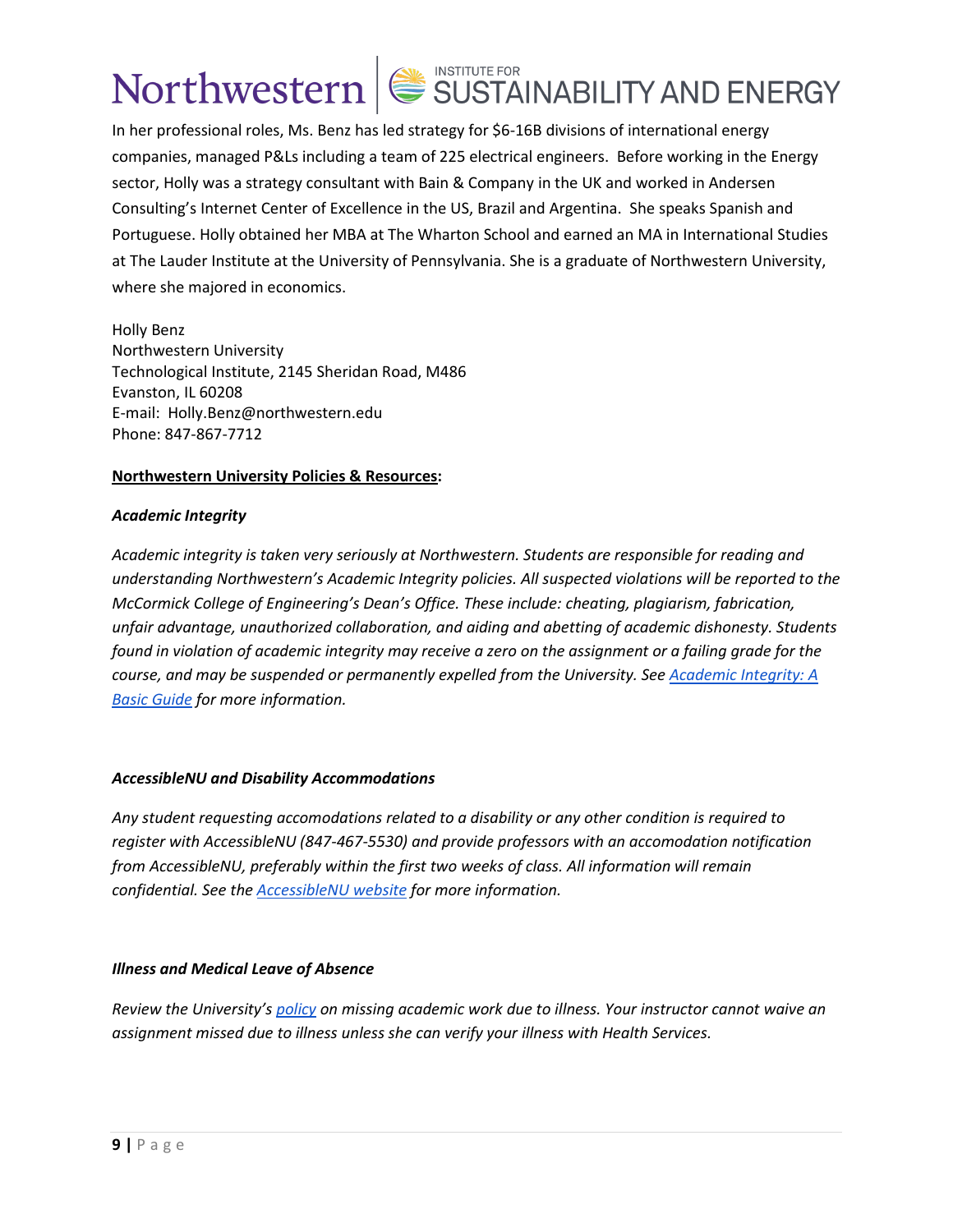In her professional roles, Ms. Benz has led strategy for $6-16B divisions of international energy companies, managed P&Ls including a team of 225 electrical engineers. Before working in the Energy sector, Holly was a strategy consultant with Bain & Company in the UK and worked in Andersen Consulting's Internet Center of Excellence in the US, Brazil and Argentina. She speaks Spanish and Portuguese. Holly obtained her MBA at The Wharton School and earned an MA in International Studies at The Lauder Institute at the University of Pennsylvania. She is a graduate of Northwestern University, where she majored in economics.

Holly Benz  
Northwestern University  
Technological Institute, 2145 Sheridan Road, M486  
Evanston, IL 60208  
E-mail: Holly.Benz@northwestern.edu  
Phone: 847-867-7712

**Northwestern University Policies & Resources:**

***Academic Integrity***

*Academic integrity is taken very seriously at Northwestern. Students are responsible for reading and understanding Northwestern's Academic Integrity policies. All suspected violations will be reported to the McCormick College of Engineering's Dean's Office. These include: cheating, plagiarism, fabrication, unfair advantage, unauthorized collaboration, and aiding and abetting of academic dishonesty. Students found in violation of academic integrity may receive a zero on the assignment or a failing grade for the course, and may be suspended or permanently expelled from the University. See Academic Integrity: A Basic Guide for more information.*

***AccessibleNU and Disability Accommodations***

*Any student requesting accomodations related to a disability or any other condition is required to register with AccessibleNU (847-467-5530) and provide professors with an accomodation notification from AccessibleNU, preferably within the first two weeks of class. All information will remain confidential. See the AccessibleNU website for more information.*

***Illness and Medical Leave of Absence***

*Review the University's policy on missing academic work due to illness. Your instructor cannot waive an assignment missed due to illness unless she can verify your illness with Health Services.*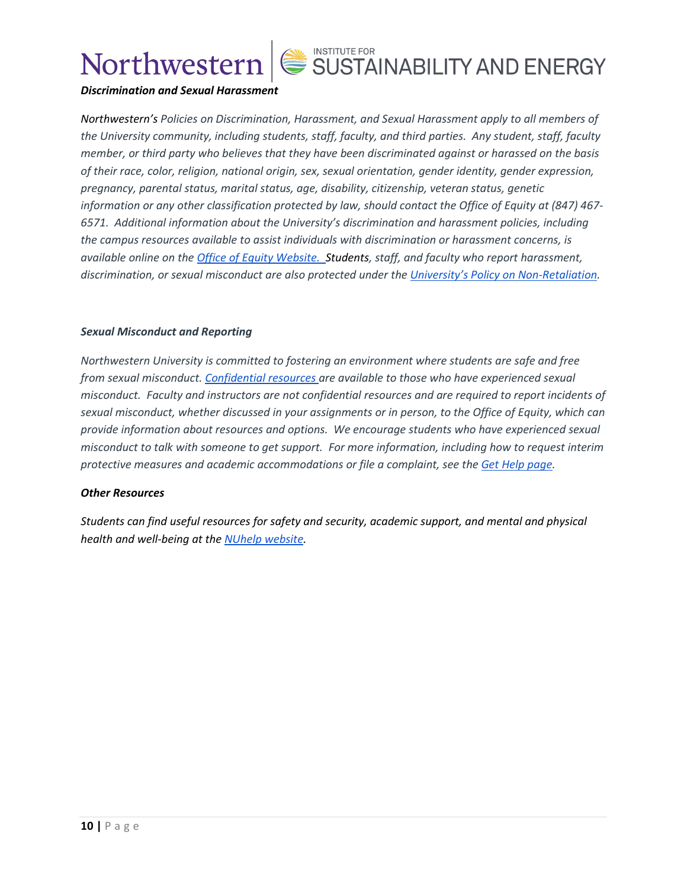***Discrimination and Sexual Harassment***

*Northwestern's Policies on Discrimination, Harassment, and Sexual Harassment apply to all members of the University community, including students, staff, faculty, and third parties. Any student, staff, faculty member, or third party who believes that they have been discriminated against or harassed on the basis of their race, color, religion, national origin, sex, sexual orientation, gender identity, gender expression, pregnancy, parental status, marital status, age, disability, citizenship, veteran status, genetic information or any other classification protected by law, should contact the Office of Equity at (847) 467-6571. Additional information about the University's discrimination and harassment policies, including the campus resources available to assist individuals with discrimination or harassment concerns, is available online on the Office of Equity Website. Students, staff, and faculty who report harassment, discrimination, or sexual misconduct are also protected under the University's Policy on Non-Retaliation.*

***Sexual Misconduct and Reporting***

*Northwestern University is committed to fostering an environment where students are safe and free from sexual misconduct. Confidential resources are available to those who have experienced sexual misconduct. Faculty and instructors are not confidential resources and are required to report incidents of sexual misconduct, whether discussed in your assignments or in person, to the Office of Equity, which can provide information about resources and options. We encourage students who have experienced sexual misconduct to talk with someone to get support. For more information, including how to request interim protective measures and academic accommodations or file a complaint, see the Get Help page.*

***Other Resources***

*Students can find useful resources for safety and security, academic support, and mental and physical health and well-being at the NUhelp website.*